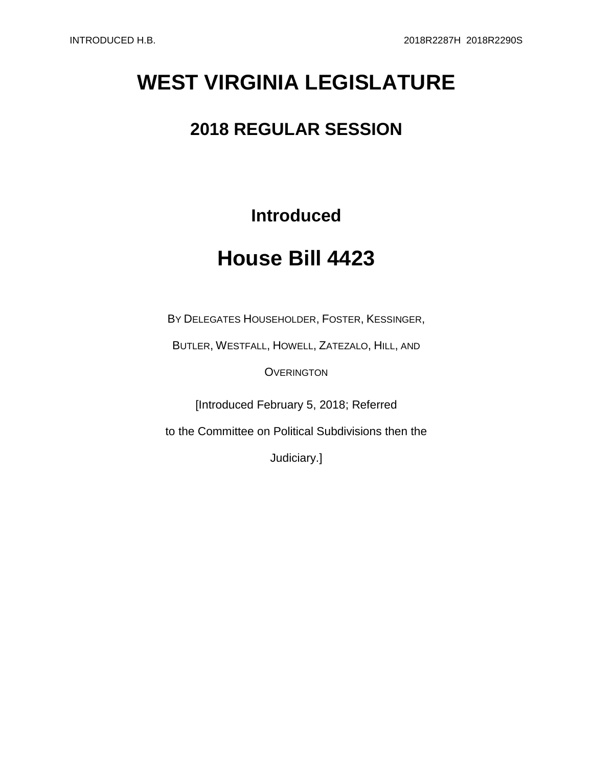# WEST VIRGINIA LEGISLATURE

## 2018 REGULAR SESSION

### Introduced

# House Bill 4423

BY DELEGATES HOUSEHOLDER, FOSTER, KESSINGER, BUTLER, WESTFALL, HOWELL, ZATEZALO, HILL, AND OVERINGTON

[Introduced February 5, 2018; Referred to the Committee on Political Subdivisions then the Judiciary.]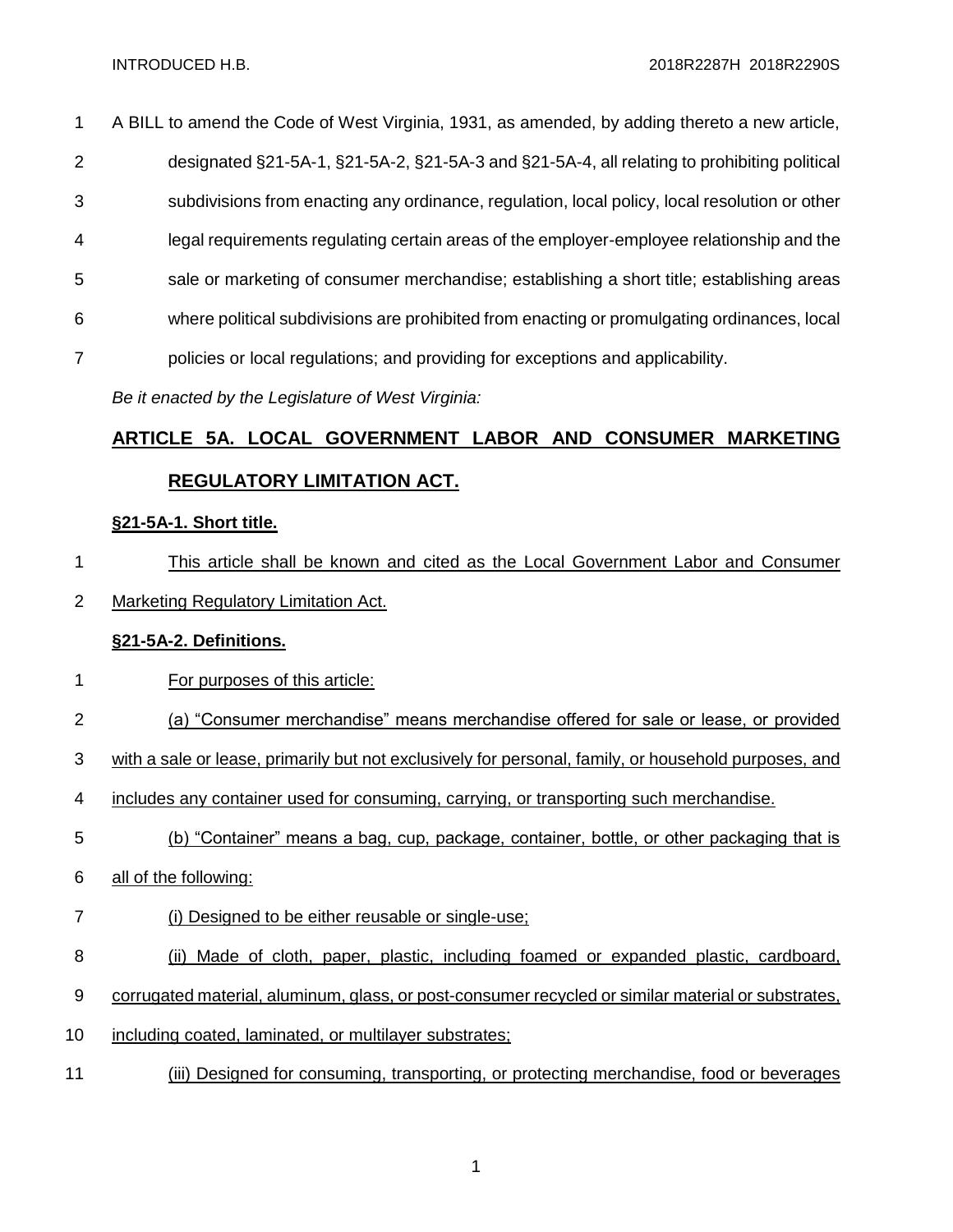A BILL to amend the Code of West Virginia, 1931, as amended, by adding thereto a new article, designated §21-5A-1, §21-5A-2, §21-5A-3 and §21-5A-4, all relating to prohibiting political subdivisions from enacting any ordinance, regulation, local policy, local resolution or other legal requirements regulating certain areas of the employer-employee relationship and the sale or marketing of consumer merchandise; establishing a short title; establishing areas where political subdivisions are prohibited from enacting or promulgating ordinances, local policies or local regulations; and providing for exceptions and applicability.

*Be it enacted by the Legislature of West Virginia:*

## ARTICLE 5A. LOCAL GOVERNMENT LABOR AND CONSUMER MARKETING REGULATORY LIMITATION ACT.

### §21-5A-1. Short title.

This article shall be known and cited as the Local Government Labor and Consumer Marketing Regulatory Limitation Act.

### §21-5A-2. Definitions.

For purposes of this article:

(a) "Consumer merchandise" means merchandise offered for sale or lease, or provided with a sale or lease, primarily but not exclusively for personal, family, or household purposes, and includes any container used for consuming, carrying, or transporting such merchandise.

(b) "Container" means a bag, cup, package, container, bottle, or other packaging that is all of the following:

(i) Designed to be either reusable or single-use;

(ii) Made of cloth, paper, plastic, including foamed or expanded plastic, cardboard, corrugated material, aluminum, glass, or post-consumer recycled or similar material or substrates, including coated, laminated, or multilayer substrates;

(iii) Designed for consuming, transporting, or protecting merchandise, food or beverages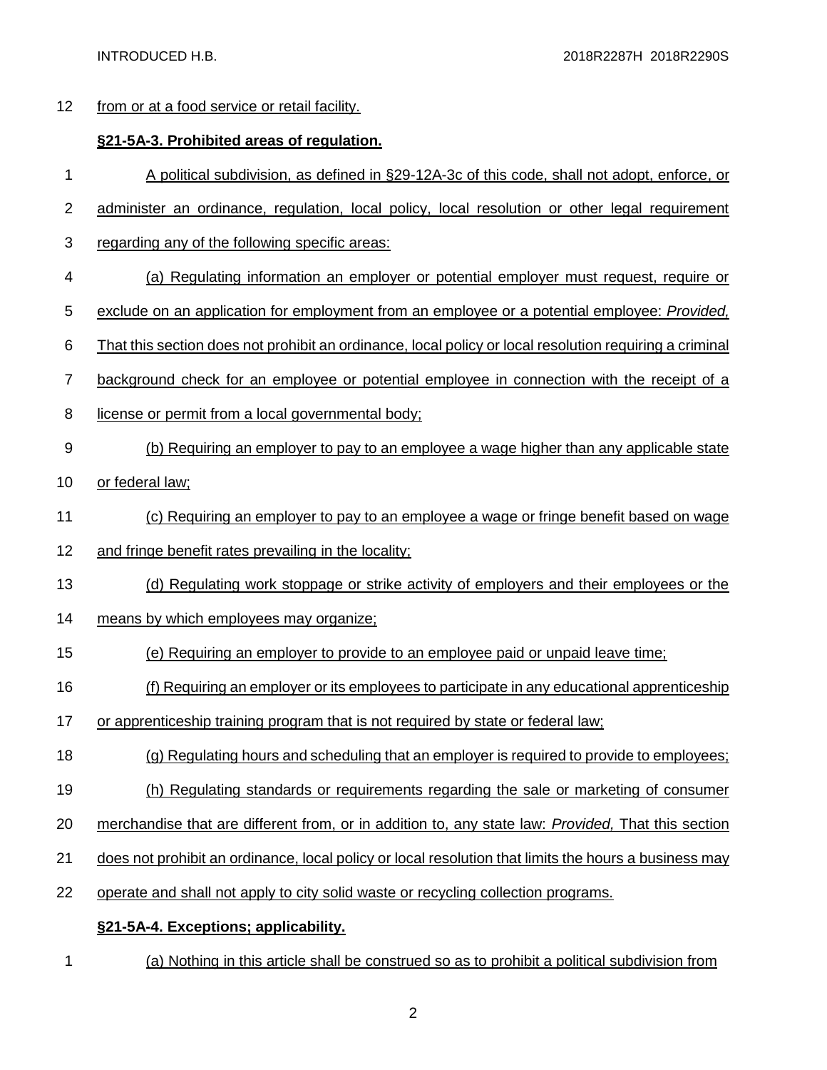from or at a food service or retail facility.

**§21-5A-3. Prohibited areas of regulation.**

A political subdivision, as defined in §29-12A-3c of this code, shall not adopt, enforce, or administer an ordinance, regulation, local policy, local resolution or other legal requirement regarding any of the following specific areas:

(a) Regulating information an employer or potential employer must request, require or exclude on an application for employment from an employee or a potential employee: *Provided,* That this section does not prohibit an ordinance, local policy or local resolution requiring a criminal background check for an employee or potential employee in connection with the receipt of a license or permit from a local governmental body;

(b) Requiring an employer to pay to an employee a wage higher than any applicable state or federal law;

(c) Requiring an employer to pay to an employee a wage or fringe benefit based on wage and fringe benefit rates prevailing in the locality;

(d) Regulating work stoppage or strike activity of employers and their employees or the means by which employees may organize;

(e) Requiring an employer to provide to an employee paid or unpaid leave time;

(f) Requiring an employer or its employees to participate in any educational apprenticeship or apprenticeship training program that is not required by state or federal law;

(g) Regulating hours and scheduling that an employer is required to provide to employees;

(h) Regulating standards or requirements regarding the sale or marketing of consumer merchandise that are different from, or in addition to, any state law: *Provided,* That this section does not prohibit an ordinance, local policy or local resolution that limits the hours a business may operate and shall not apply to city solid waste or recycling collection programs.

**§21-5A-4. Exceptions; applicability.**

(a) Nothing in this article shall be construed so as to prohibit a political subdivision from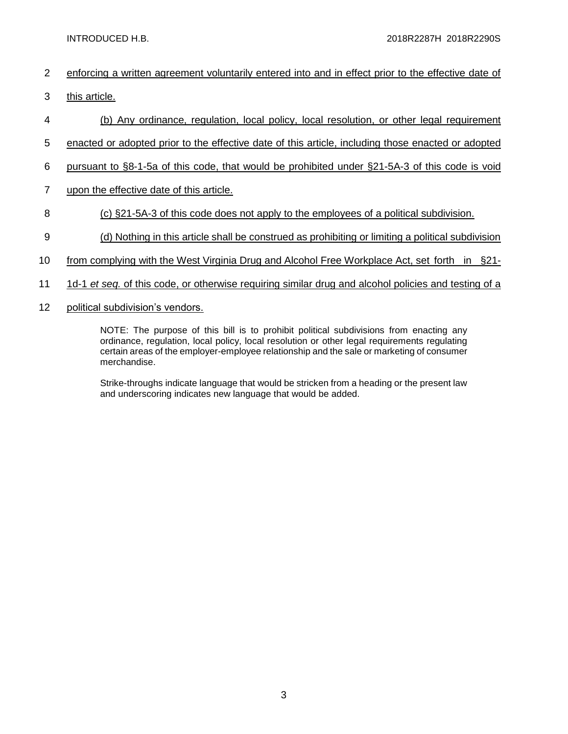enforcing a written agreement voluntarily entered into and in effect prior to the effective date of this article.

(b) Any ordinance, regulation, local policy, local resolution, or other legal requirement enacted or adopted prior to the effective date of this article, including those enacted or adopted pursuant to §8-1-5a of this code, that would be prohibited under §21-5A-3 of this code is void upon the effective date of this article.

(c) §21-5A-3 of this code does not apply to the employees of a political subdivision.

(d) Nothing in this article shall be construed as prohibiting or limiting a political subdivision from complying with the West Virginia Drug and Alcohol Free Workplace Act, set forth in §21-1d-1 *et seq.* of this code, or otherwise requiring similar drug and alcohol policies and testing of a political subdivision's vendors.

NOTE: The purpose of this bill is to prohibit political subdivisions from enacting any ordinance, regulation, local policy, local resolution or other legal requirements regulating certain areas of the employer-employee relationship and the sale or marketing of consumer merchandise.

Strike-throughs indicate language that would be stricken from a heading or the present law and underscoring indicates new language that would be added.